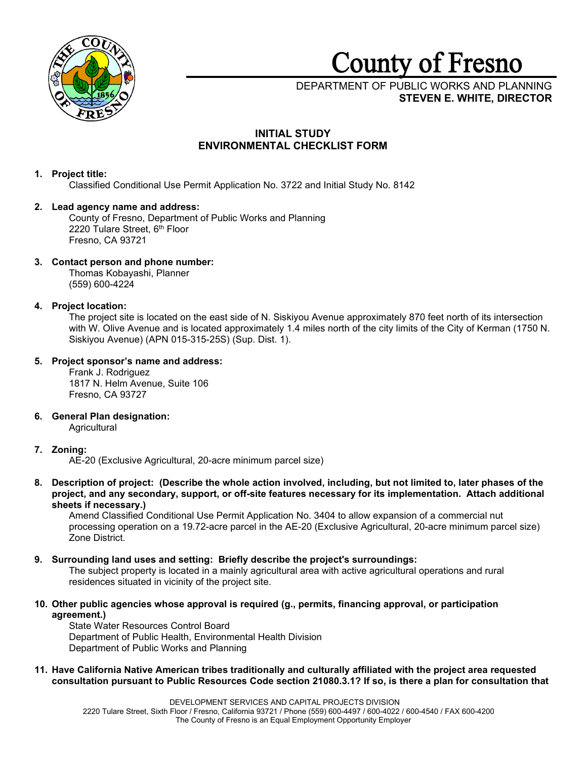# County of Fresno

DEPARTMENT OF PUBLIC WORKS AND PLANNING
**STEVEN E. WHITE, DIRECTOR**

## INITIAL STUDY
## ENVIRONMENTAL CHECKLIST FORM

**1. Project title:**
Classified Conditional Use Permit Application No. 3722 and Initial Study No. 8142

**2. Lead agency name and address:**
County of Fresno, Department of Public Works and Planning
2220 Tulare Street, 6th Floor
Fresno, CA 93721

**3. Contact person and phone number:**
Thomas Kobayashi, Planner
(559) 600-4224

**4. Project location:**
The project site is located on the east side of N. Siskiyou Avenue approximately 870 feet north of its intersection with W. Olive Avenue and is located approximately 1.4 miles north of the city limits of the City of Kerman (1750 N. Siskiyou Avenue) (APN 015-315-25S) (Sup. Dist. 1).

**5. Project sponsor's name and address:**
Frank J. Rodriguez
1817 N. Helm Avenue, Suite 106
Fresno, CA 93727

**6. General Plan designation:**
Agricultural

**7. Zoning:**
AE-20 (Exclusive Agricultural, 20-acre minimum parcel size)

**8. Description of project: (Describe the whole action involved, including, but not limited to, later phases of the project, and any secondary, support, or off-site features necessary for its implementation. Attach additional sheets if necessary.)**
Amend Classified Conditional Use Permit Application No. 3404 to allow expansion of a commercial nut processing operation on a 19.72-acre parcel in the AE-20 (Exclusive Agricultural, 20-acre minimum parcel size) Zone District.

**9. Surrounding land uses and setting: Briefly describe the project's surroundings:**
The subject property is located in a mainly agricultural area with active agricultural operations and rural residences situated in vicinity of the project site.

**10. Other public agencies whose approval is required (g., permits, financing approval, or participation agreement.)**
State Water Resources Control Board
Department of Public Health, Environmental Health Division
Department of Public Works and Planning

**11. Have California Native American tribes traditionally and culturally affiliated with the project area requested consultation pursuant to Public Resources Code section 21080.3.1? If so, is there a plan for consultation that**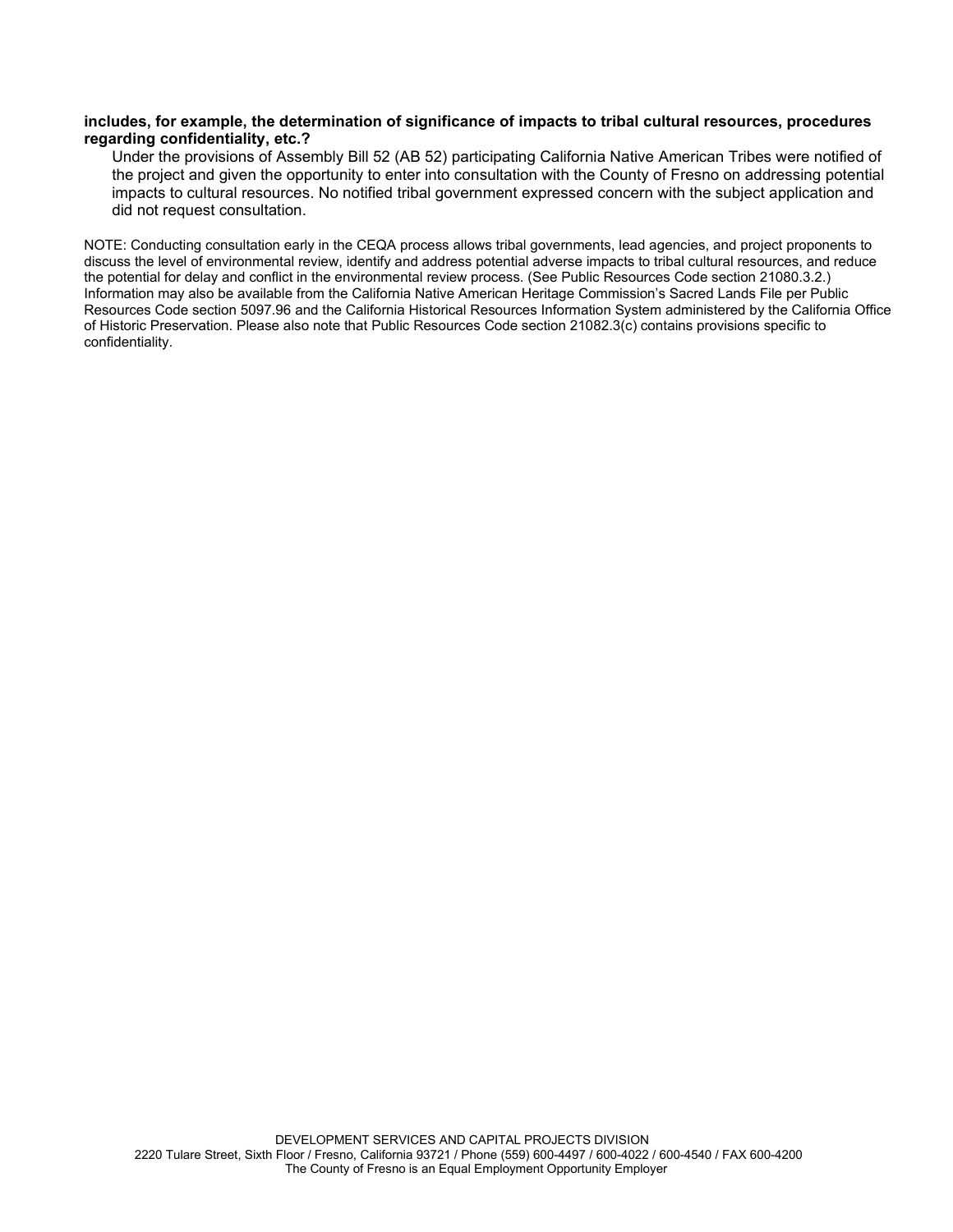**includes, for example, the determination of significance of impacts to tribal cultural resources, procedures regarding confidentiality, etc.?**

Under the provisions of Assembly Bill 52 (AB 52) participating California Native American Tribes were notified of the project and given the opportunity to enter into consultation with the County of Fresno on addressing potential impacts to cultural resources. No notified tribal government expressed concern with the subject application and did not request consultation.

NOTE: Conducting consultation early in the CEQA process allows tribal governments, lead agencies, and project proponents to discuss the level of environmental review, identify and address potential adverse impacts to tribal cultural resources, and reduce the potential for delay and conflict in the environmental review process. (See Public Resources Code section 21080.3.2.) Information may also be available from the California Native American Heritage Commission's Sacred Lands File per Public Resources Code section 5097.96 and the California Historical Resources Information System administered by the California Office of Historic Preservation. Please also note that Public Resources Code section 21082.3(c) contains provisions specific to confidentiality.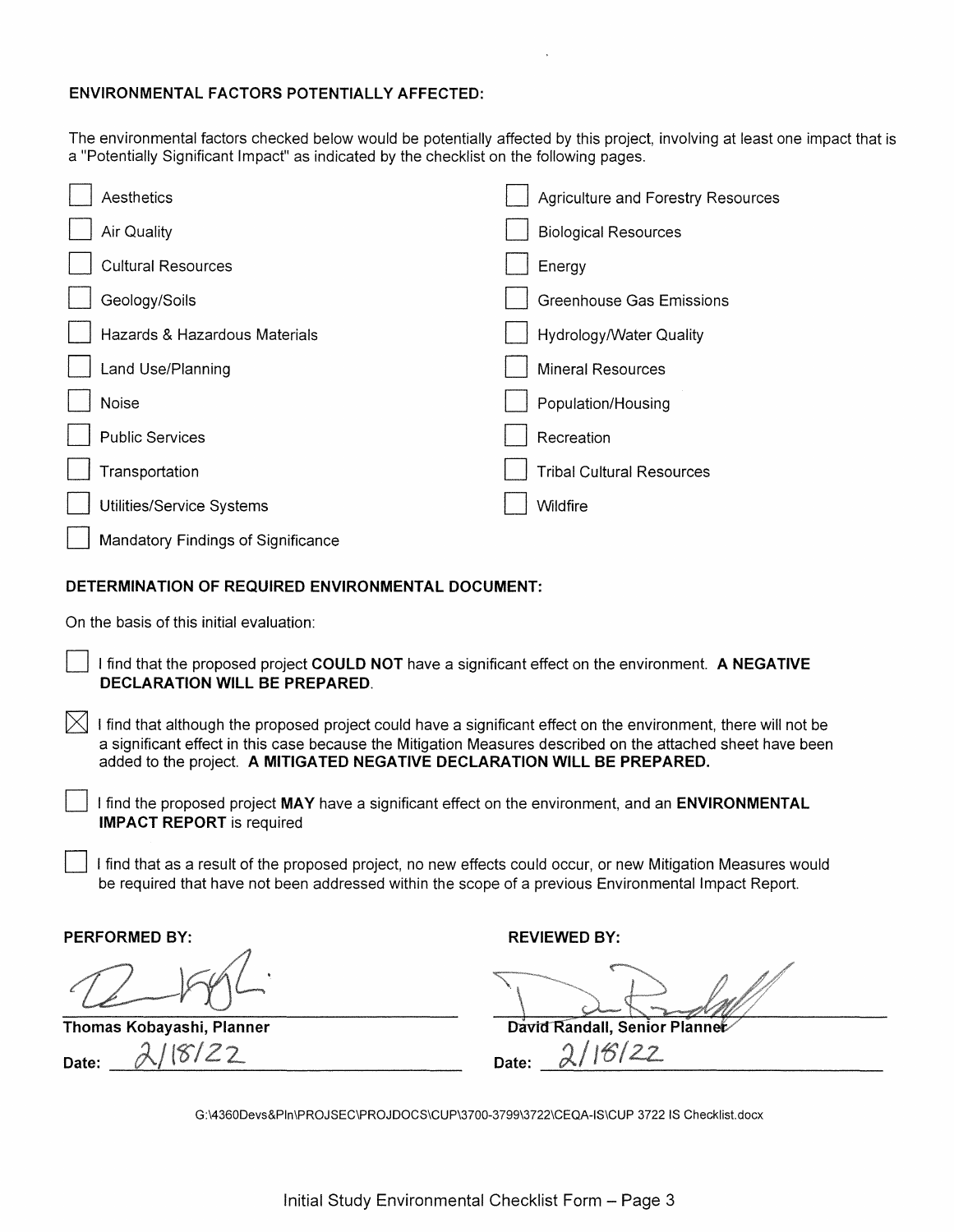**ENVIRONMENTAL FACTORS POTENTIALLY AFFECTED:**

The environmental factors checked below would be potentially affected by this project, involving at least one impact that is a "Potentially Significant Impact" as indicated by the checklist on the following pages.

| | |
|---|---|
| ☐ Aesthetics | ☐ Agriculture and Forestry Resources |
| ☐ Air Quality | ☐ Biological Resources |
| ☐ Cultural Resources | ☐ Energy |
| ☐ Geology/Soils | ☐ Greenhouse Gas Emissions |
| ☐ Hazards & Hazardous Materials | ☐ Hydrology/Water Quality |
| ☐ Land Use/Planning | ☐ Mineral Resources |
| ☐ Noise | ☐ Population/Housing |
| ☐ Public Services | ☐ Recreation |
| ☐ Transportation | ☐ Tribal Cultural Resources |
| ☐ Utilities/Service Systems | ☐ Wildfire |
| ☐ Mandatory Findings of Significance | |

**DETERMINATION OF REQUIRED ENVIRONMENTAL DOCUMENT:**

On the basis of this initial evaluation:

☐ I find that the proposed project **COULD NOT** have a significant effect on the environment. **A NEGATIVE DECLARATION WILL BE PREPARED**.

☒ I find that although the proposed project could have a significant effect on the environment, there will not be a significant effect in this case because the Mitigation Measures described on the attached sheet have been added to the project. **A MITIGATED NEGATIVE DECLARATION WILL BE PREPARED.**

☐ I find the proposed project **MAY** have a significant effect on the environment, and an **ENVIRONMENTAL IMPACT REPORT** is required

☐ I find that as a result of the proposed project, no new effects could occur, or new Mitigation Measures would be required that have not been addressed within the scope of a previous Environmental Impact Report.

| **PERFORMED BY:** | **REVIEWED BY:** |
|---|---|
| [signature] | [signature] |
| **Thomas Kobayashi, Planner** | **David Randall, Senior Planner** |
| Date: 2/18/22 | Date: 2/18/22 |

G:\4360Devs&Pln\PROJSEC\PROJDOCS\CUP\3700-3799\3722\CEQA-IS\CUP 3722 IS Checklist.docx

Initial Study Environmental Checklist Form – Page 3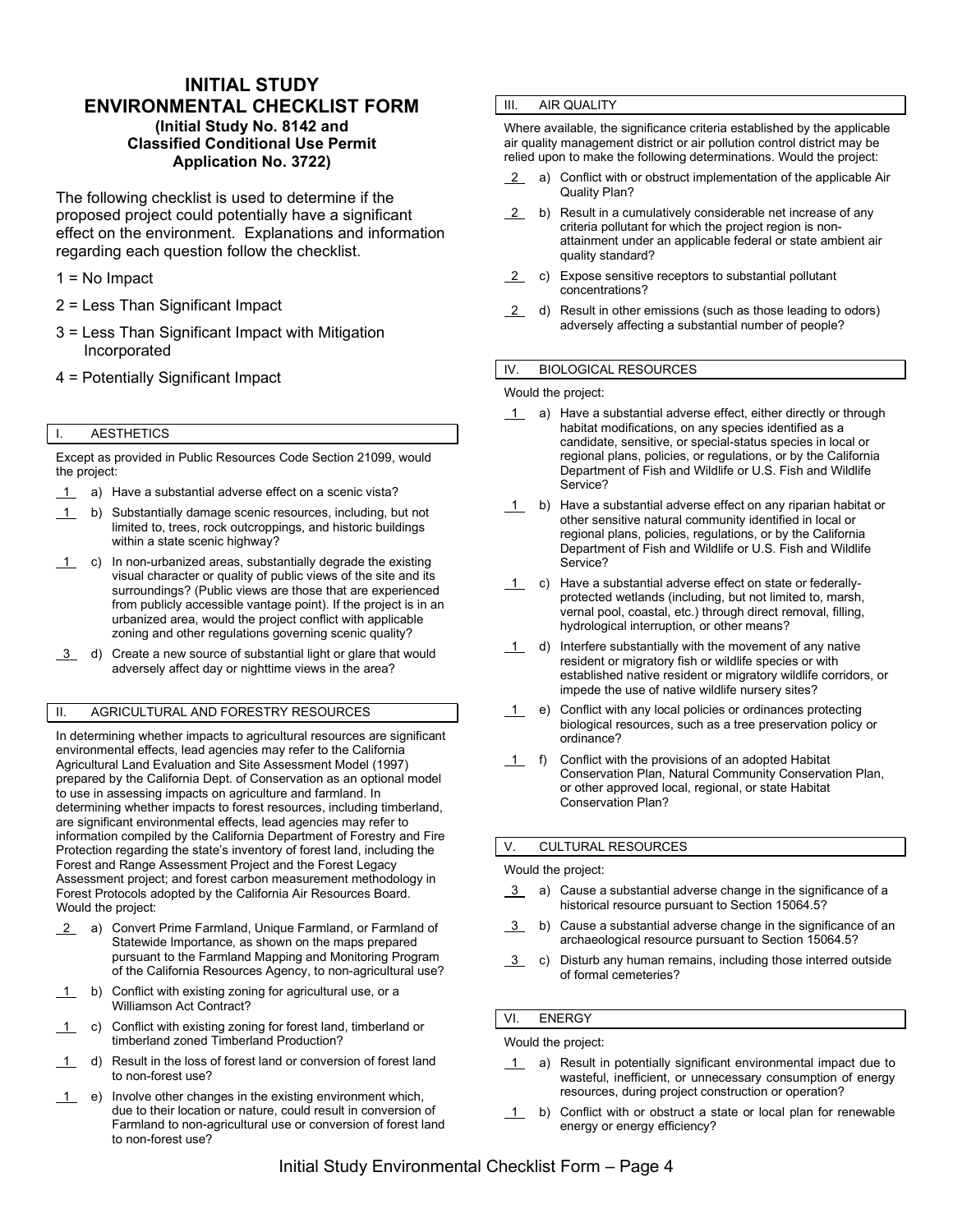# INITIAL STUDY ENVIRONMENTAL CHECKLIST FORM

**(Initial Study No. 8142 and Classified Conditional Use Permit Application No. 3722)**

The following checklist is used to determine if the proposed project could potentially have a significant effect on the environment. Explanations and information regarding each question follow the checklist.

1 = No Impact

2 = Less Than Significant Impact

3 = Less Than Significant Impact with Mitigation Incorporated

4 = Potentially Significant Impact

## I. AESTHETICS

Except as provided in Public Resources Code Section 21099, would the project:

1 a) Have a substantial adverse effect on a scenic vista?

1 b) Substantially damage scenic resources, including, but not limited to, trees, rock outcroppings, and historic buildings within a state scenic highway?

1 c) In non-urbanized areas, substantially degrade the existing visual character or quality of public views of the site and its surroundings? (Public views are those that are experienced from publicly accessible vantage point). If the project is in an urbanized area, would the project conflict with applicable zoning and other regulations governing scenic quality?

3 d) Create a new source of substantial light or glare that would adversely affect day or nighttime views in the area?

## II. AGRICULTURAL AND FORESTRY RESOURCES

In determining whether impacts to agricultural resources are significant environmental effects, lead agencies may refer to the California Agricultural Land Evaluation and Site Assessment Model (1997) prepared by the California Dept. of Conservation as an optional model to use in assessing impacts on agriculture and farmland. In determining whether impacts to forest resources, including timberland, are significant environmental effects, lead agencies may refer to information compiled by the California Department of Forestry and Fire Protection regarding the state's inventory of forest land, including the Forest and Range Assessment Project and the Forest Legacy Assessment project; and forest carbon measurement methodology in Forest Protocols adopted by the California Air Resources Board. Would the project:

2 a) Convert Prime Farmland, Unique Farmland, or Farmland of Statewide Importance, as shown on the maps prepared pursuant to the Farmland Mapping and Monitoring Program of the California Resources Agency, to non-agricultural use?

1 b) Conflict with existing zoning for agricultural use, or a Williamson Act Contract?

1 c) Conflict with existing zoning for forest land, timberland or timberland zoned Timberland Production?

1 d) Result in the loss of forest land or conversion of forest land to non-forest use?

1 e) Involve other changes in the existing environment which, due to their location or nature, could result in conversion of Farmland to non-agricultural use or conversion of forest land to non-forest use?

## III. AIR QUALITY

Where available, the significance criteria established by the applicable air quality management district or air pollution control district may be relied upon to make the following determinations. Would the project:

2 a) Conflict with or obstruct implementation of the applicable Air Quality Plan?

2 b) Result in a cumulatively considerable net increase of any criteria pollutant for which the project region is non-attainment under an applicable federal or state ambient air quality standard?

2 c) Expose sensitive receptors to substantial pollutant concentrations?

2 d) Result in other emissions (such as those leading to odors) adversely affecting a substantial number of people?

## IV. BIOLOGICAL RESOURCES

Would the project:

1 a) Have a substantial adverse effect, either directly or through habitat modifications, on any species identified as a candidate, sensitive, or special-status species in local or regional plans, policies, or regulations, or by the California Department of Fish and Wildlife or U.S. Fish and Wildlife Service?

1 b) Have a substantial adverse effect on any riparian habitat or other sensitive natural community identified in local or regional plans, policies, regulations, or by the California Department of Fish and Wildlife or U.S. Fish and Wildlife Service?

1 c) Have a substantial adverse effect on state or federally-protected wetlands (including, but not limited to, marsh, vernal pool, coastal, etc.) through direct removal, filling, hydrological interruption, or other means?

1 d) Interfere substantially with the movement of any native resident or migratory fish or wildlife species or with established native resident or migratory wildlife corridors, or impede the use of native wildlife nursery sites?

1 e) Conflict with any local policies or ordinances protecting biological resources, such as a tree preservation policy or ordinance?

1 f) Conflict with the provisions of an adopted Habitat Conservation Plan, Natural Community Conservation Plan, or other approved local, regional, or state Habitat Conservation Plan?

## V. CULTURAL RESOURCES

Would the project:

3 a) Cause a substantial adverse change in the significance of a historical resource pursuant to Section 15064.5?

3 b) Cause a substantial adverse change in the significance of an archaeological resource pursuant to Section 15064.5?

3 c) Disturb any human remains, including those interred outside of formal cemeteries?

## VI. ENERGY

Would the project:

1 a) Result in potentially significant environmental impact due to wasteful, inefficient, or unnecessary consumption of energy resources, during project construction or operation?

1 b) Conflict with or obstruct a state or local plan for renewable energy or energy efficiency?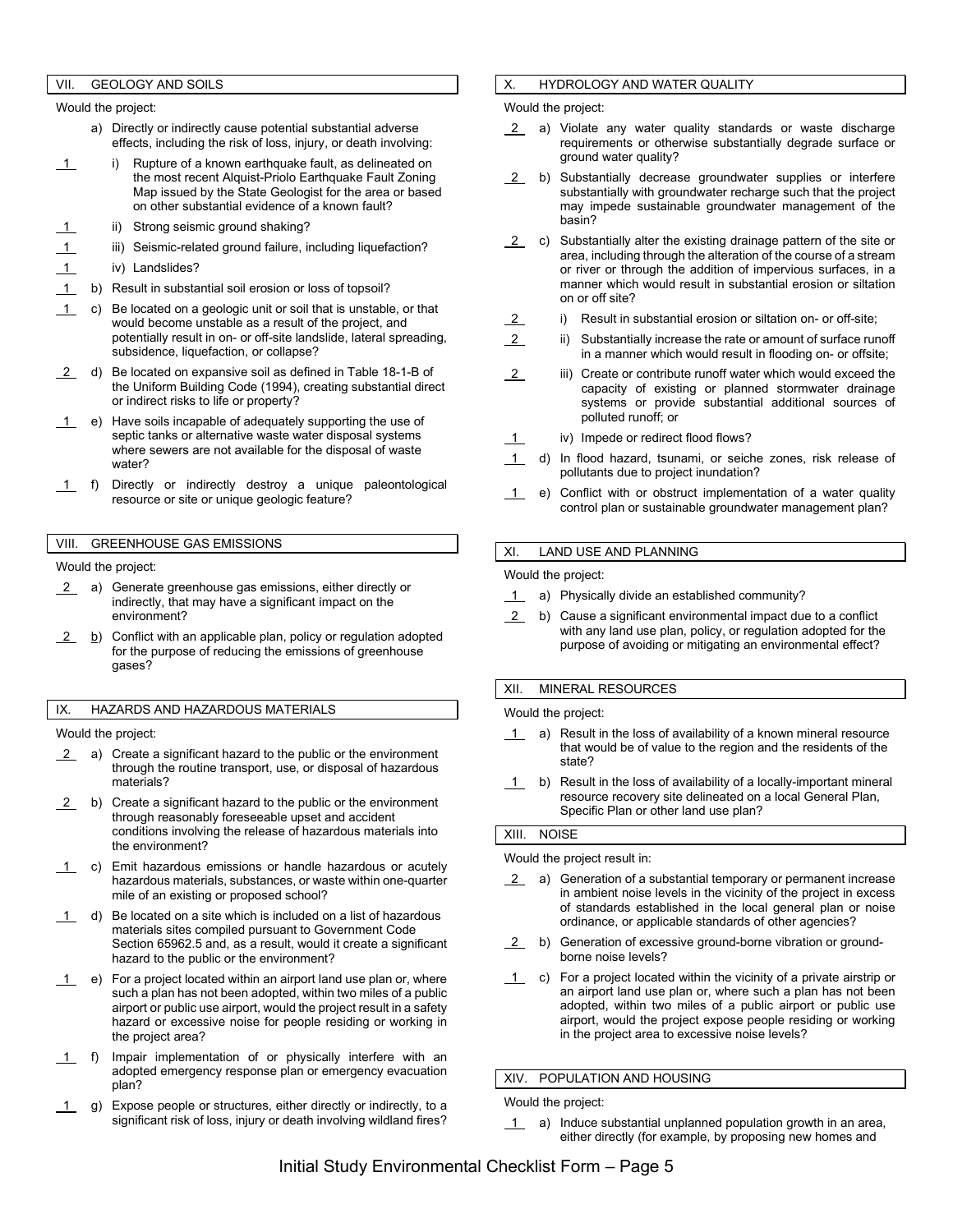## VII. GEOLOGY AND SOILS

Would the project:

a) Directly or indirectly cause potential substantial adverse effects, including the risk of loss, injury, or death involving:

__1__ i) Rupture of a known earthquake fault, as delineated on the most recent Alquist-Priolo Earthquake Fault Zoning Map issued by the State Geologist for the area or based on other substantial evidence of a known fault?

__1__ ii) Strong seismic ground shaking?

__1__ iii) Seismic-related ground failure, including liquefaction?

__1__ iv) Landslides?

__1__ b) Result in substantial soil erosion or loss of topsoil?

__1__ c) Be located on a geologic unit or soil that is unstable, or that would become unstable as a result of the project, and potentially result in on- or off-site landslide, lateral spreading, subsidence, liquefaction, or collapse?

__2__ d) Be located on expansive soil as defined in Table 18-1-B of the Uniform Building Code (1994), creating substantial direct or indirect risks to life or property?

__1__ e) Have soils incapable of adequately supporting the use of septic tanks or alternative waste water disposal systems where sewers are not available for the disposal of waste water?

__1__ f) Directly or indirectly destroy a unique paleontological resource or site or unique geologic feature?

## VIII. GREENHOUSE GAS EMISSIONS

Would the project:

__2__ a) Generate greenhouse gas emissions, either directly or indirectly, that may have a significant impact on the environment?

__2__ b) Conflict with an applicable plan, policy or regulation adopted for the purpose of reducing the emissions of greenhouse gases?

## IX. HAZARDS AND HAZARDOUS MATERIALS

Would the project:

__2__ a) Create a significant hazard to the public or the environment through the routine transport, use, or disposal of hazardous materials?

__2__ b) Create a significant hazard to the public or the environment through reasonably foreseeable upset and accident conditions involving the release of hazardous materials into the environment?

__1__ c) Emit hazardous emissions or handle hazardous or acutely hazardous materials, substances, or waste within one-quarter mile of an existing or proposed school?

__1__ d) Be located on a site which is included on a list of hazardous materials sites compiled pursuant to Government Code Section 65962.5 and, as a result, would it create a significant hazard to the public or the environment?

__1__ e) For a project located within an airport land use plan or, where such a plan has not been adopted, within two miles of a public airport or public use airport, would the project result in a safety hazard or excessive noise for people residing or working in the project area?

__1__ f) Impair implementation of or physically interfere with an adopted emergency response plan or emergency evacuation plan?

__1__ g) Expose people or structures, either directly or indirectly, to a significant risk of loss, injury or death involving wildland fires?

## X. HYDROLOGY AND WATER QUALITY

Would the project:

__2__ a) Violate any water quality standards or waste discharge requirements or otherwise substantially degrade surface or ground water quality?

__2__ b) Substantially decrease groundwater supplies or interfere substantially with groundwater recharge such that the project may impede sustainable groundwater management of the basin?

__2__ c) Substantially alter the existing drainage pattern of the site or area, including through the alteration of the course of a stream or river or through the addition of impervious surfaces, in a manner which would result in substantial erosion or siltation on or off site?

__2__ i) Result in substantial erosion or siltation on- or off-site;

__2__ ii) Substantially increase the rate or amount of surface runoff in a manner which would result in flooding on- or offsite;

__2__ iii) Create or contribute runoff water which would exceed the capacity of existing or planned stormwater drainage systems or provide substantial additional sources of polluted runoff; or

__1__ iv) Impede or redirect flood flows?

__1__ d) In flood hazard, tsunami, or seiche zones, risk release of pollutants due to project inundation?

__1__ e) Conflict with or obstruct implementation of a water quality control plan or sustainable groundwater management plan?

## XI. LAND USE AND PLANNING

Would the project:

__1__ a) Physically divide an established community?

__2__ b) Cause a significant environmental impact due to a conflict with any land use plan, policy, or regulation adopted for the purpose of avoiding or mitigating an environmental effect?

## XII. MINERAL RESOURCES

Would the project:

__1__ a) Result in the loss of availability of a known mineral resource that would be of value to the region and the residents of the state?

__1__ b) Result in the loss of availability of a locally-important mineral resource recovery site delineated on a local General Plan, Specific Plan or other land use plan?

## XIII. NOISE

Would the project result in:

__2__ a) Generation of a substantial temporary or permanent increase in ambient noise levels in the vicinity of the project in excess of standards established in the local general plan or noise ordinance, or applicable standards of other agencies?

__2__ b) Generation of excessive ground-borne vibration or ground-borne noise levels?

__1__ c) For a project located within the vicinity of a private airstrip or an airport land use plan or, where such a plan has not been adopted, within two miles of a public airport or public use airport, would the project expose people residing or working in the project area to excessive noise levels?

## XIV. POPULATION AND HOUSING

Would the project:

__1__ a) Induce substantial unplanned population growth in an area, either directly (for example, by proposing new homes and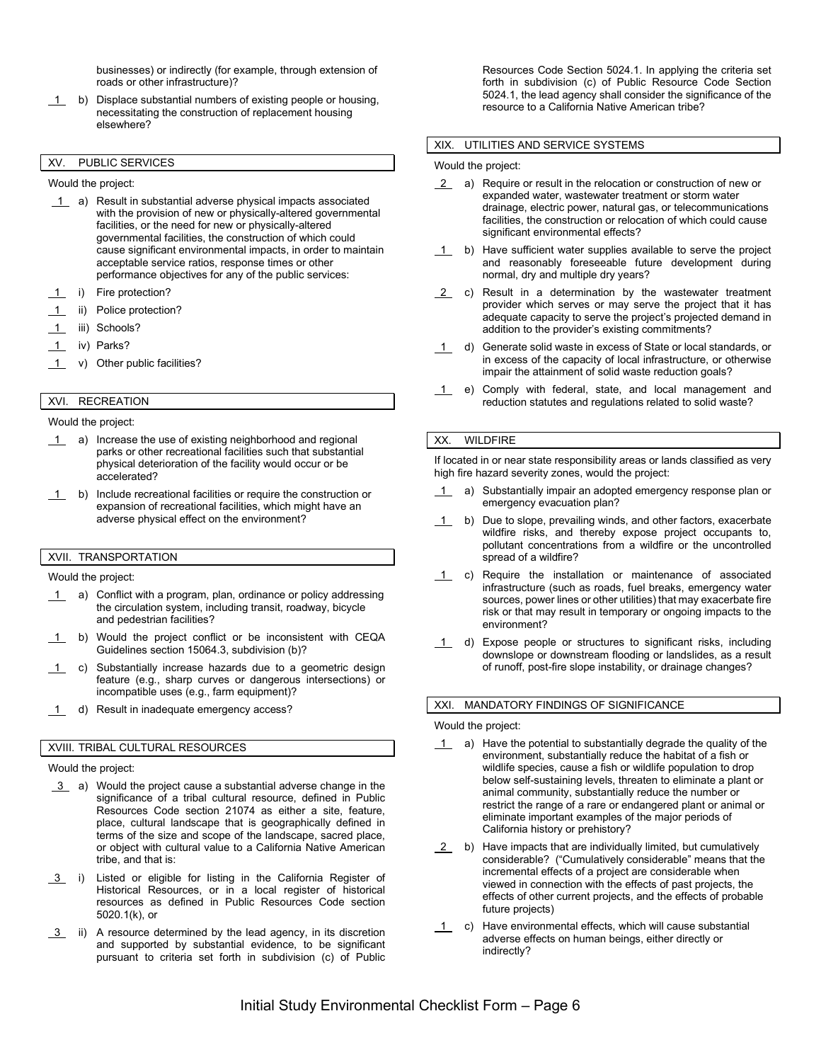businesses) or indirectly (for example, through extension of roads or other infrastructure)?

1 b) Displace substantial numbers of existing people or housing, necessitating the construction of replacement housing elsewhere?

## XV. PUBLIC SERVICES

Would the project:

1 a) Result in substantial adverse physical impacts associated with the provision of new or physically-altered governmental facilities, or the need for new or physically-altered governmental facilities, the construction of which could cause significant environmental impacts, in order to maintain acceptable service ratios, response times or other performance objectives for any of the public services:

1 i) Fire protection?

1 ii) Police protection?

1 iii) Schools?

1 iv) Parks?

1 v) Other public facilities?

## XVI. RECREATION

Would the project:

1 a) Increase the use of existing neighborhood and regional parks or other recreational facilities such that substantial physical deterioration of the facility would occur or be accelerated?

1 b) Include recreational facilities or require the construction or expansion of recreational facilities, which might have an adverse physical effect on the environment?

## XVII. TRANSPORTATION

Would the project:

1 a) Conflict with a program, plan, ordinance or policy addressing the circulation system, including transit, roadway, bicycle and pedestrian facilities?

1 b) Would the project conflict or be inconsistent with CEQA Guidelines section 15064.3, subdivision (b)?

1 c) Substantially increase hazards due to a geometric design feature (e.g., sharp curves or dangerous intersections) or incompatible uses (e.g., farm equipment)?

1 d) Result in inadequate emergency access?

## XVIII. TRIBAL CULTURAL RESOURCES

Would the project:

3 a) Would the project cause a substantial adverse change in the significance of a tribal cultural resource, defined in Public Resources Code section 21074 as either a site, feature, place, cultural landscape that is geographically defined in terms of the size and scope of the landscape, sacred place, or object with cultural value to a California Native American tribe, and that is:

3 i) Listed or eligible for listing in the California Register of Historical Resources, or in a local register of historical resources as defined in Public Resources Code section 5020.1(k), or

3 ii) A resource determined by the lead agency, in its discretion and supported by substantial evidence, to be significant pursuant to criteria set forth in subdivision (c) of Public Resources Code Section 5024.1. In applying the criteria set forth in subdivision (c) of Public Resource Code Section 5024.1, the lead agency shall consider the significance of the resource to a California Native American tribe?

## XIX. UTILITIES AND SERVICE SYSTEMS

Would the project:

2 a) Require or result in the relocation or construction of new or expanded water, wastewater treatment or storm water drainage, electric power, natural gas, or telecommunications facilities, the construction or relocation of which could cause significant environmental effects?

1 b) Have sufficient water supplies available to serve the project and reasonably foreseeable future development during normal, dry and multiple dry years?

2 c) Result in a determination by the wastewater treatment provider which serves or may serve the project that it has adequate capacity to serve the project's projected demand in addition to the provider's existing commitments?

1 d) Generate solid waste in excess of State or local standards, or in excess of the capacity of local infrastructure, or otherwise impair the attainment of solid waste reduction goals?

1 e) Comply with federal, state, and local management and reduction statutes and regulations related to solid waste?

## XX. WILDFIRE

If located in or near state responsibility areas or lands classified as very high fire hazard severity zones, would the project:

1 a) Substantially impair an adopted emergency response plan or emergency evacuation plan?

1 b) Due to slope, prevailing winds, and other factors, exacerbate wildfire risks, and thereby expose project occupants to, pollutant concentrations from a wildfire or the uncontrolled spread of a wildfire?

1 c) Require the installation or maintenance of associated infrastructure (such as roads, fuel breaks, emergency water sources, power lines or other utilities) that may exacerbate fire risk or that may result in temporary or ongoing impacts to the environment?

1 d) Expose people or structures to significant risks, including downslope or downstream flooding or landslides, as a result of runoff, post-fire slope instability, or drainage changes?

## XXI. MANDATORY FINDINGS OF SIGNIFICANCE

Would the project:

1 a) Have the potential to substantially degrade the quality of the environment, substantially reduce the habitat of a fish or wildlife species, cause a fish or wildlife population to drop below self-sustaining levels, threaten to eliminate a plant or animal community, substantially reduce the number or restrict the range of a rare or endangered plant or animal or eliminate important examples of the major periods of California history or prehistory?

2 b) Have impacts that are individually limited, but cumulatively considerable? ("Cumulatively considerable" means that the incremental effects of a project are considerable when viewed in connection with the effects of past projects, the effects of other current projects, and the effects of probable future projects)

1 c) Have environmental effects, which will cause substantial adverse effects on human beings, either directly or indirectly?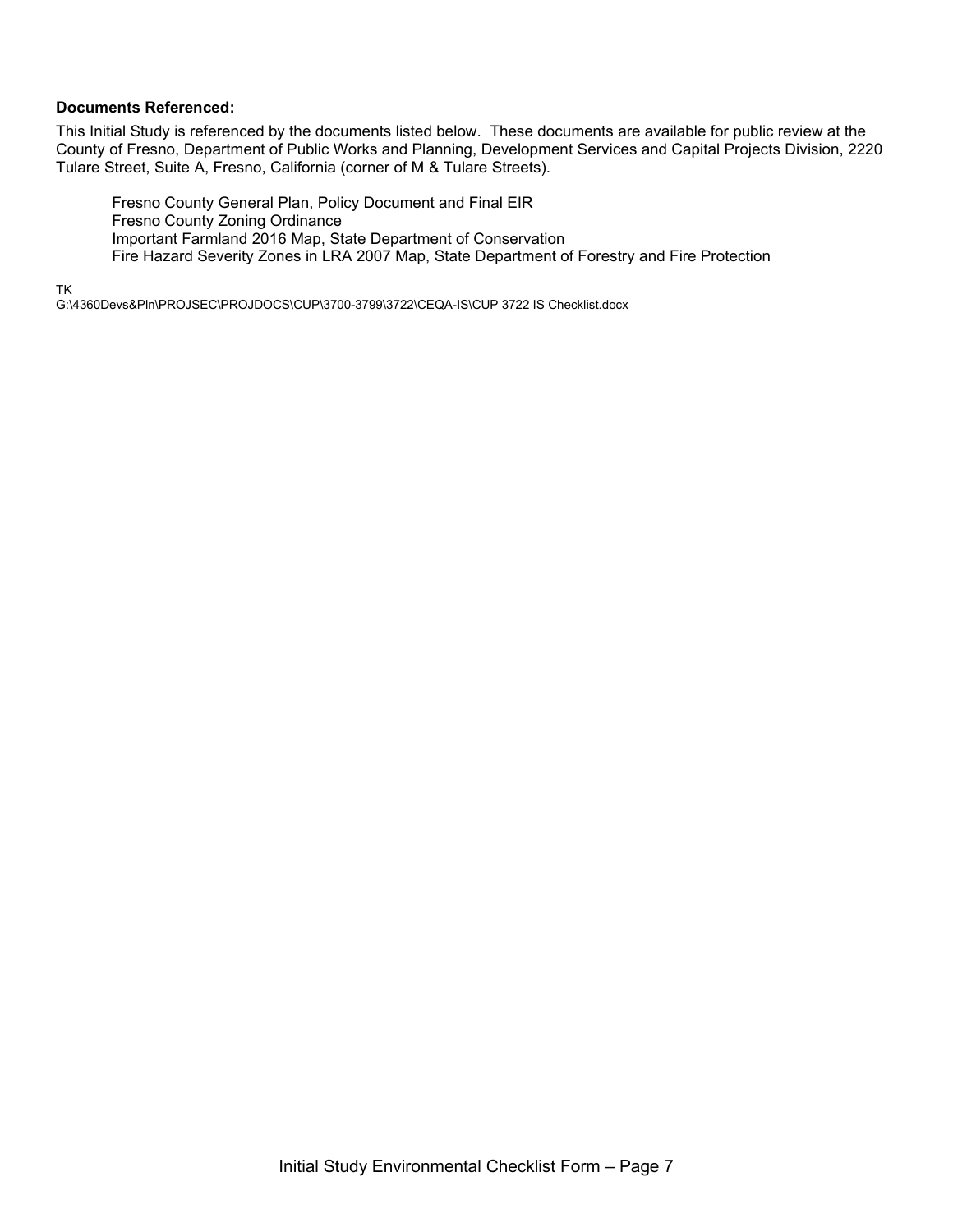**Documents Referenced:**

This Initial Study is referenced by the documents listed below. These documents are available for public review at the County of Fresno, Department of Public Works and Planning, Development Services and Capital Projects Division, 2220 Tulare Street, Suite A, Fresno, California (corner of M & Tulare Streets).

Fresno County General Plan, Policy Document and Final EIR
Fresno County Zoning Ordinance
Important Farmland 2016 Map, State Department of Conservation
Fire Hazard Severity Zones in LRA 2007 Map, State Department of Forestry and Fire Protection

TK
G:\4360Devs&Pln\PROJSEC\PROJDOCS\CUP\3700-3799\3722\CEQA-IS\CUP 3722 IS Checklist.docx